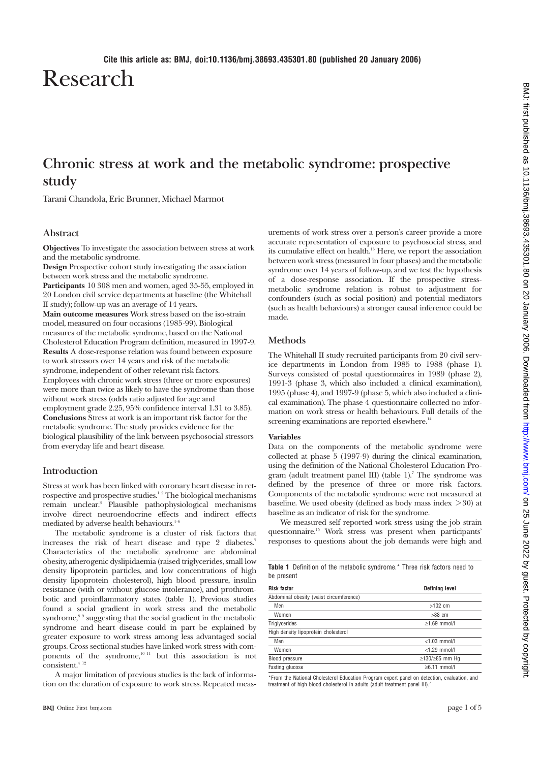Cite this article as: BMJ, doi:10.1136/bmj.38693.435301.80 (published 20 January 2006)

# Research

## Chronic stress at work and the metabolic syndrome: prospective study

Tarani Chandola, Eric Brunner, Michael Marmot

### Abstract

**Objectives** To investigate the association between stress at work and the metabolic syndrome.

**Design** Prospective cohort study investigating the association between work stress and the metabolic syndrome.

**Participants** 10 308 men and women, aged 35-55, employed in 20 London civil service departments at baseline (the Whitehall II study); follow-up was an average of 14 years.

**Main outcome measures** Work stress based on the iso-strain model, measured on four occasions (1985-99). Biological measures of the metabolic syndrome, based on the National Cholesterol Education Program definition, measured in 1997-9.

**Results** A dose-response relation was found between exposure to work stressors over 14 years and risk of the metabolic syndrome, independent of other relevant risk factors. Employees with chronic work stress (three or more exposures) were more than twice as likely to have the syndrome than those without work stress (odds ratio adjusted for age and employment grade 2.25, 95% confidence interval 1.31 to 3.85).

**Conclusions** Stress at work is an important risk factor for the metabolic syndrome. The study provides evidence for the biological plausibility of the link between psychosocial stressors from everyday life and heart disease.

### Introduction

Stress at work has been linked with coronary heart disease in retrospective and prospective studies.[1 2] The biological mechanisms remain unclear.[3] Plausible pathophysiological mechanisms involve direct neuroendocrine effects and indirect effects mediated by adverse health behaviours.[4-6]

The metabolic syndrome is a cluster of risk factors that increases the risk of heart disease and type 2 diabetes.[7] Characteristics of the metabolic syndrome are abdominal obesity, atherogenic dyslipidaemia (raised triglycerides, small low density lipoprotein particles, and low concentrations of high density lipoprotein cholesterol), high blood pressure, insulin resistance (with or without glucose intolerance), and prothrombotic and proinflammatory states (table 1). Previous studies found a social gradient in work stress and the metabolic syndrome,[8 9] suggesting that the social gradient in the metabolic syndrome and heart disease could in part be explained by greater exposure to work stress among less advantaged social groups. Cross sectional studies have linked work stress with components of the syndrome,[10 11] but this association is not consistent.[4 12]

A major limitation of previous studies is the lack of information on the duration of exposure to work stress. Repeated measurements of work stress over a person's career provide a more accurate representation of exposure to psychosocial stress, and its cumulative effect on health.[13] Here, we report the association between work stress (measured in four phases) and the metabolic syndrome over 14 years of follow-up, and we test the hypothesis of a dose-response association. If the prospective stress-metabolic syndrome relation is robust to adjustment for confounders (such as social position) and potential mediators (such as health behaviours) a stronger causal inference could be made.

### Methods

The Whitehall II study recruited participants from 20 civil service departments in London from 1985 to 1988 (phase 1). Surveys consisted of postal questionnaires in 1989 (phase 2), 1991-3 (phase 3, which also included a clinical examination), 1995 (phase 4), and 1997-9 (phase 5, which also included a clinical examination). The phase 4 questionnaire collected no information on work stress or health behaviours. Full details of the screening examinations are reported elsewhere.[14]

#### Variables

Data on the components of the metabolic syndrome were collected at phase 5 (1997-9) during the clinical examination, using the definition of the National Cholesterol Education Program (adult treatment panel III) (table 1).[7] The syndrome was defined by the presence of three or more risk factors. Components of the metabolic syndrome were not measured at baseline. We used obesity (defined as body mass index $>30$) at baseline as an indicator of risk for the syndrome.

We measured self reported work stress using the job strain questionnaire.[15] Work stress was present when participants' responses to questions about the job demands were high and

**Table 1** Definition of the metabolic syndrome.* Three risk factors need to be present

| Risk factor | Defining level |
|---|---|
| Abdominal obesity (waist circumference) | |
| Men | >102 cm |
| Women | >88 cm |
| Triglycerides | ≥1.69 mmol/l |
| High density lipoprotein cholesterol | |
| Men | <1.03 mmol/l |
| Women | <1.29 mmol/l |
| Blood pressure | ≥130/≥85 mm Hg |
| Fasting glucose | ≥6.11 mmol/l |

*From the National Cholesterol Education Program expert panel on detection, evaluation, and treatment of high blood cholesterol in adults (adult treatment panel III).[7]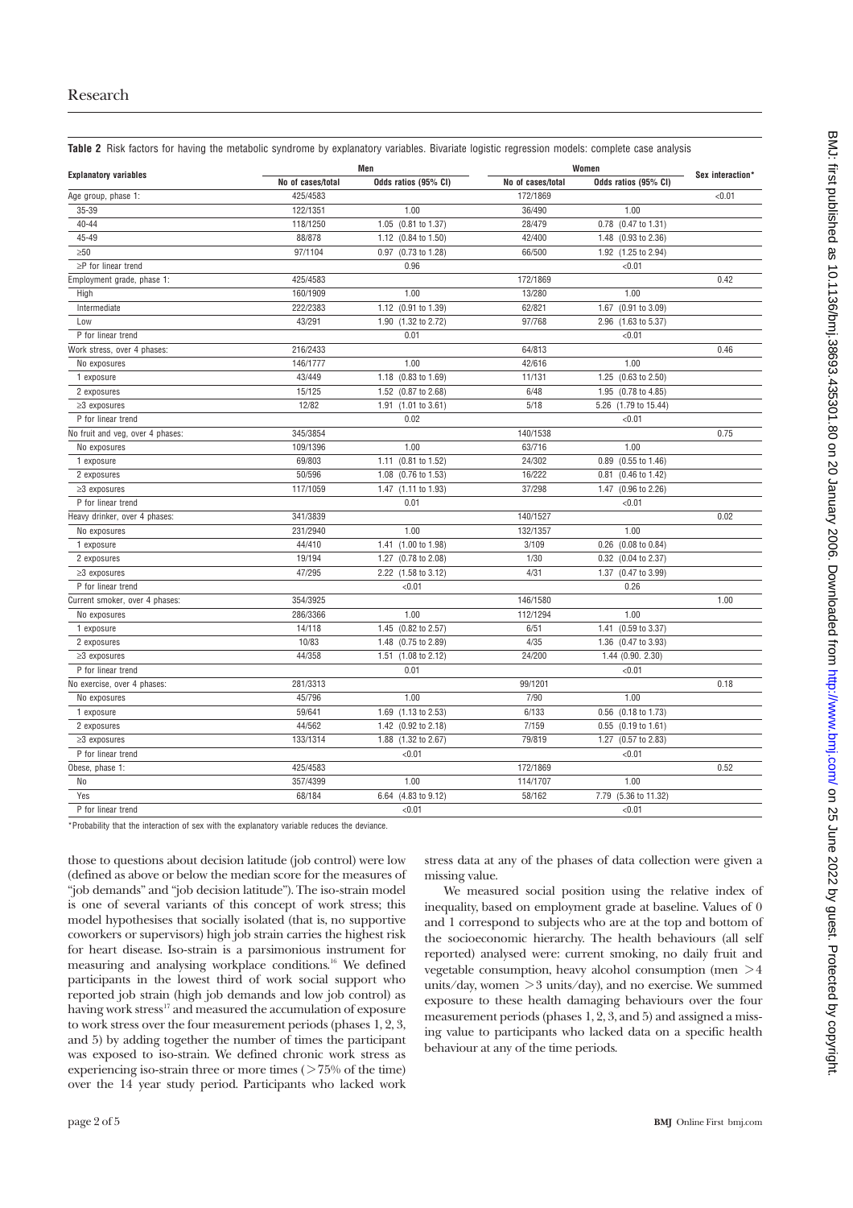**Table 2** Risk factors for having the metabolic syndrome by explanatory variables. Bivariate logistic regression models: complete case analysis

| Explanatory variables | Men | | Women | | Sex interaction* |
|---|---|---|---|---|---|
| | No of cases/total | Odds ratios (95% CI) | No of cases/total | Odds ratios (95% CI) | |
| Age group, phase 1: | 425/4583 | | 172/1869 | | <0.01 |
| 35-39 | 122/1351 | 1.00 | 36/490 | 1.00 | |
| 40-44 | 118/1250 | 1.05 (0.81 to 1.37) | 28/479 | 0.78 (0.47 to 1.31) | |
| 45-49 | 88/878 | 1.12 (0.84 to 1.50) | 42/400 | 1.48 (0.93 to 2.36) | |
| ≥50 | 97/1104 | 0.97 (0.73 to 1.28) | 66/500 | 1.92 (1.25 to 2.94) | |
| ≥P for linear trend | | 0.96 | | <0.01 | |
| Employment grade, phase 1: | 425/4583 | | 172/1869 | | 0.42 |
| High | 160/1909 | 1.00 | 13/280 | 1.00 | |
| Intermediate | 222/2383 | 1.12 (0.91 to 1.39) | 62/821 | 1.67 (0.91 to 3.09) | |
| Low | 43/291 | 1.90 (1.32 to 2.72) | 97/768 | 2.96 (1.63 to 5.37) | |
| P for linear trend | | 0.01 | | <0.01 | |
| Work stress, over 4 phases: | 216/2433 | | 64/813 | | 0.46 |
| No exposures | 146/1777 | 1.00 | 42/616 | 1.00 | |
| 1 exposure | 43/449 | 1.18 (0.83 to 1.69) | 11/131 | 1.25 (0.63 to 2.50) | |
| 2 exposures | 15/125 | 1.52 (0.87 to 2.68) | 6/48 | 1.95 (0.78 to 4.85) | |
| ≥3 exposures | 12/82 | 1.91 (1.01 to 3.61) | 5/18 | 5.26 (1.79 to 15.44) | |
| P for linear trend | | 0.02 | | <0.01 | |
| No fruit and veg, over 4 phases: | 345/3854 | | 140/1538 | | 0.75 |
| No exposures | 109/1396 | 1.00 | 63/716 | 1.00 | |
| 1 exposure | 69/803 | 1.11 (0.81 to 1.52) | 24/302 | 0.89 (0.55 to 1.46) | |
| 2 exposures | 50/596 | 1.08 (0.76 to 1.53) | 16/222 | 0.81 (0.46 to 1.42) | |
| ≥3 exposures | 117/1059 | 1.47 (1.11 to 1.93) | 37/298 | 1.47 (0.96 to 2.26) | |
| P for linear trend | | 0.01 | | <0.01 | |
| Heavy drinker, over 4 phases: | 341/3839 | | 140/1527 | | 0.02 |
| No exposures | 231/2940 | 1.00 | 132/1357 | 1.00 | |
| 1 exposure | 44/410 | 1.41 (1.00 to 1.98) | 3/109 | 0.26 (0.08 to 0.84) | |
| 2 exposures | 19/194 | 1.27 (0.78 to 2.08) | 1/30 | 0.32 (0.04 to 2.37) | |
| ≥3 exposures | 47/295 | 2.22 (1.58 to 3.12) | 4/31 | 1.37 (0.47 to 3.99) | |
| P for linear trend | | <0.01 | | 0.26 | |
| Current smoker, over 4 phases: | 354/3925 | | 146/1580 | | 1.00 |
| No exposures | 286/3366 | 1.00 | 112/1294 | 1.00 | |
| 1 exposure | 14/118 | 1.45 (0.82 to 2.57) | 6/51 | 1.41 (0.59 to 3.37) | |
| 2 exposures | 10/83 | 1.48 (0.75 to 2.89) | 4/35 | 1.36 (0.47 to 3.93) | |
| ≥3 exposures | 44/358 | 1.51 (1.08 to 2.12) | 24/200 | 1.44 (0.90. 2.30) | |
| P for linear trend | | 0.01 | | <0.01 | |
| No exercise, over 4 phases: | 281/3313 | | 99/1201 | | 0.18 |
| No exposures | 45/796 | 1.00 | 7/90 | 1.00 | |
| 1 exposure | 59/641 | 1.69 (1.13 to 2.53) | 6/133 | 0.56 (0.18 to 1.73) | |
| 2 exposures | 44/562 | 1.42 (0.92 to 2.18) | 7/159 | 0.55 (0.19 to 1.61) | |
| ≥3 exposures | 133/1314 | 1.88 (1.32 to 2.67) | 79/819 | 1.27 (0.57 to 2.83) | |
| P for linear trend | | <0.01 | | <0.01 | |
| Obese, phase 1: | 425/4583 | | 172/1869 | | 0.52 |
| No | 357/4399 | 1.00 | 114/1707 | 1.00 | |
| Yes | 68/184 | 6.64 (4.83 to 9.12) | 58/162 | 7.79 (5.36 to 11.32) | |
| P for linear trend | | <0.01 | | <0.01 | |

*Probability that the interaction of sex with the explanatory variable reduces the deviance.

those to questions about decision latitude (job control) were low (defined as above or below the median score for the measures of "job demands" and "job decision latitude"). The iso-strain model is one of several variants of this concept of work stress; this model hypothesises that socially isolated (that is, no supportive coworkers or supervisors) high job strain carries the highest risk for heart disease. Iso-strain is a parsimonious instrument for measuring and analysing workplace conditions.[16] We defined participants in the lowest third of work social support who reported job strain (high job demands and low job control) as having work stress[17] and measured the accumulation of exposure to work stress over the four measurement periods (phases 1, 2, 3, and 5) by adding together the number of times the participant was exposed to iso-strain. We defined chronic work stress as experiencing iso-strain three or more times (>75% of the time) over the 14 year study period. Participants who lacked work stress data at any of the phases of data collection were given a missing value.

We measured social position using the relative index of inequality, based on employment grade at baseline. Values of 0 and 1 correspond to subjects who are at the top and bottom of the socioeconomic hierarchy. The health behaviours (all self reported) analysed were: current smoking, no daily fruit and vegetable consumption, heavy alcohol consumption (men >4 units/day, women >3 units/day), and no exercise. We summed exposure to these health damaging behaviours over the four measurement periods (phases 1, 2, 3, and 5) and assigned a missing value to participants who lacked data on a specific health behaviour at any of the time periods.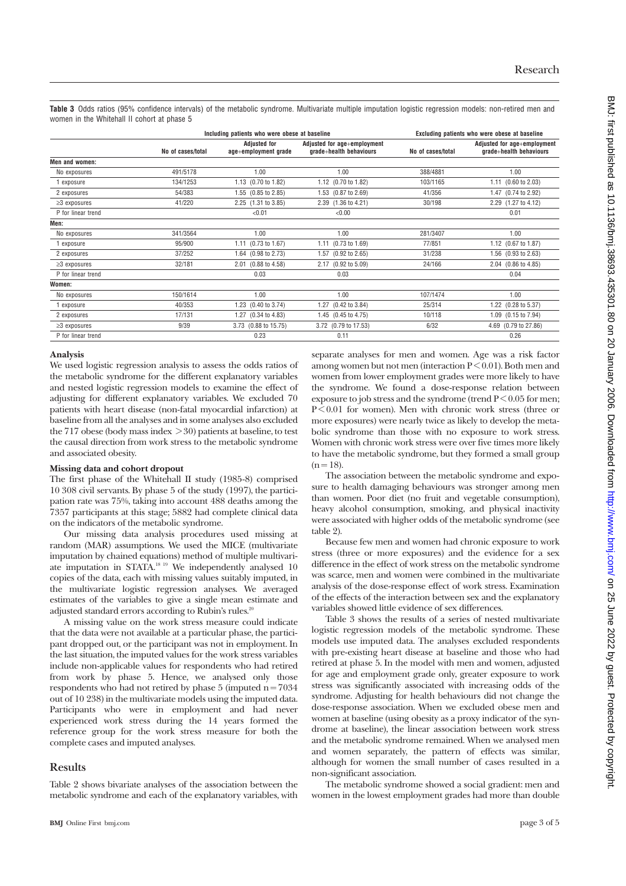**Table 3** Odds ratios (95% confidence intervals) of the metabolic syndrome. Multivariate multiple imputation logistic regression models: non-retired men and women in the Whitehall II cohort at phase 5

| | Including patients who were obese at baseline | | | Excluding patients who were obese at baseline | |
|---|---|---|---|---|---|
| | No of cases/total | Adjusted for age+employment grade | Adjusted for age+employment grade+health behaviours | No of cases/total | Adjusted for age+employment grade+health behaviours |
| **Men and women:** | | | | | |
| No exposures | 491/5178 | 1.00 | 1.00 | 388/4881 | 1.00 |
| 1 exposure | 134/1253 | 1.13 (0.70 to 1.82) | 1.12 (0.70 to 1.82) | 103/1165 | 1.11 (0.60 to 2.03) |
| 2 exposures | 54/383 | 1.55 (0.85 to 2.85) | 1.53 (0.87 to 2.69) | 41/356 | 1.47 (0.74 to 2.92) |
| ≥3 exposures | 41/220 | 2.25 (1.31 to 3.85) | 2.39 (1.36 to 4.21) | 30/198 | 2.29 (1.27 to 4.12) |
| P for linear trend | | <0.01 | <0.00 | | 0.01 |
| **Men:** | | | | | |
| No exposures | 341/3564 | 1.00 | 1.00 | 281/3407 | 1.00 |
| 1 exposure | 95/900 | 1.11 (0.73 to 1.67) | 1.11 (0.73 to 1.69) | 77/851 | 1.12 (0.67 to 1.87) |
| 2 exposures | 37/252 | 1.64 (0.98 to 2.73) | 1.57 (0.92 to 2.65) | 31/238 | 1.56 (0.93 to 2.63) |
| ≥3 exposures | 32/181 | 2.01 (0.88 to 4.58) | 2.17 (0.92 to 5.09) | 24/166 | 2.04 (0.86 to 4.85) |
| P for linear trend | | 0.03 | 0.03 | | 0.04 |
| **Women:** | | | | | |
| No exposures | 150/1614 | 1.00 | 1.00 | 107/1474 | 1.00 |
| 1 exposure | 40/353 | 1.23 (0.40 to 3.74) | 1.27 (0.42 to 3.84) | 25/314 | 1.22 (0.28 to 5.37) |
| 2 exposures | 17/131 | 1.27 (0.34 to 4.83) | 1.45 (0.45 to 4.75) | 10/118 | 1.09 (0.15 to 7.94) |
| ≥3 exposures | 9/39 | 3.73 (0.88 to 15.75) | 3.72 (0.79 to 17.53) | 6/32 | 4.69 (0.79 to 27.86) |
| P for linear trend | | 0.23 | 0.11 | | 0.26 |

### Analysis

We used logistic regression analysis to assess the odds ratios of the metabolic syndrome for the different explanatory variables and nested logistic regression models to examine the effect of adjusting for different explanatory variables. We excluded 70 patients with heart disease (non-fatal myocardial infarction) at baseline from all the analyses and in some analyses also excluded the 717 obese (body mass index >30) patients at baseline, to test the causal direction from work stress to the metabolic syndrome and associated obesity.

### Missing data and cohort dropout

The first phase of the Whitehall II study (1985-8) comprised 10 308 civil servants. By phase 5 of the study (1997), the participation rate was 75%, taking into account 488 deaths among the 7357 participants at this stage; 5882 had complete clinical data on the indicators of the metabolic syndrome.

Our missing data analysis procedures used missing at random (MAR) assumptions. We used the MICE (multivariate imputation by chained equations) method of multiple multivariate imputation in STATA.[18 19] We independently analysed 10 copies of the data, each with missing values suitably imputed, in the multivariate logistic regression analyses. We averaged estimates of the variables to give a single mean estimate and adjusted standard errors according to Rubin's rules.[20]

A missing value on the work stress measure could indicate that the data were not available at a particular phase, the participant dropped out, or the participant was not in employment. In the last situation, the imputed values for the work stress variables include non-applicable values for respondents who had retired from work by phase 5. Hence, we analysed only those respondents who had not retired by phase 5 (imputed n=7034 out of 10 238) in the multivariate models using the imputed data. Participants who were in employment and had never experienced work stress during the 14 years formed the reference group for the work stress measure for both the complete cases and imputed analyses.

## Results

Table 2 shows bivariate analyses of the association between the metabolic syndrome and each of the explanatory variables, with separate analyses for men and women. Age was a risk factor among women but not men (interaction P<0.01). Both men and women from lower employment grades were more likely to have the syndrome. We found a dose-response relation between exposure to job stress and the syndrome (trend P<0.05 for men; P<0.01 for women). Men with chronic work stress (three or more exposures) were nearly twice as likely to develop the metabolic syndrome than those with no exposure to work stress. Women with chronic work stress were over five times more likely to have the metabolic syndrome, but they formed a small group (n=18).

The association between the metabolic syndrome and exposure to health damaging behaviours was stronger among men than women. Poor diet (no fruit and vegetable consumption), heavy alcohol consumption, smoking, and physical inactivity were associated with higher odds of the metabolic syndrome (see table 2).

Because few men and women had chronic exposure to work stress (three or more exposures) and the evidence for a sex difference in the effect of work stress on the metabolic syndrome was scarce, men and women were combined in the multivariate analysis of the dose-response effect of work stress. Examination of the effects of the interaction between sex and the explanatory variables showed little evidence of sex differences.

Table 3 shows the results of a series of nested multivariate logistic regression models of the metabolic syndrome. These models use imputed data. The analyses excluded respondents with pre-existing heart disease at baseline and those who had retired at phase 5. In the model with men and women, adjusted for age and employment grade only, greater exposure to work stress was significantly associated with increasing odds of the syndrome. Adjusting for health behaviours did not change the dose-response association. When we excluded obese men and women at baseline (using obesity as a proxy indicator of the syndrome at baseline), the linear association between work stress and the metabolic syndrome remained. When we analysed men and women separately, the pattern of effects was similar, although for women the small number of cases resulted in a non-significant association.

The metabolic syndrome showed a social gradient: men and women in the lowest employment grades had more than double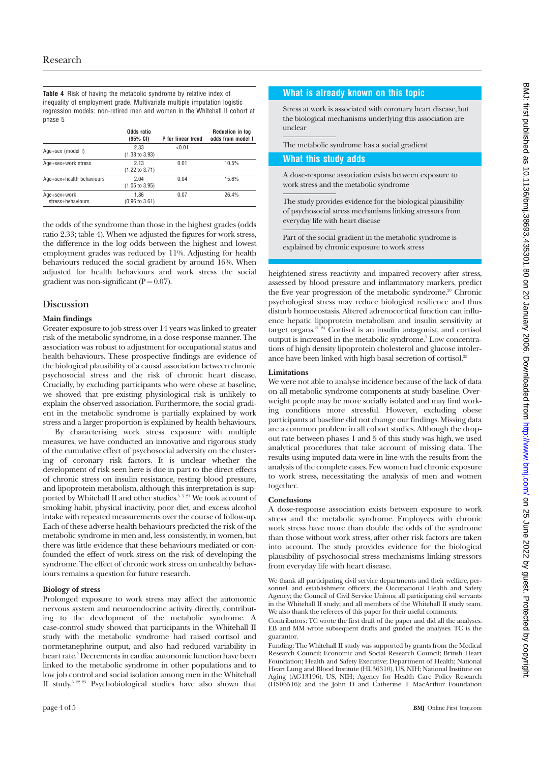**Table 4** Risk of having the metabolic syndrome by relative index of inequality of employment grade. Multivariate multiple imputation logistic regression models: non-retired men and women in the Whitehall II cohort at phase 5

| | Odds ratio (95% CI) | P for linear trend | Reduction in log odds from model I |
|---|---|---|---|
| Age+sex (model I) | 2.33 (1.38 to 3.93) | <0.01 | |
| Age+sex+work stress | 2.13 (1.22 to 3.71) | 0.01 | 10.5% |
| Age+sex+health behaviours | 2.04 (1.05 to 3.95) | 0.04 | 15.6% |
| Age+sex+work stress+behaviours | 1.86 (0.96 to 3.61) | 0.07 | 26.4% |

the odds of the syndrome than those in the highest grades (odds ratio 2.33; table 4). When we adjusted the figures for work stress, the difference in the log odds between the highest and lowest employment grades was reduced by 11%. Adjusting for health behaviours reduced the social gradient by around 16%. When adjusted for health behaviours and work stress the social gradient was non-significant ($P = 0.07$).

## Discussion

### Main findings

Greater exposure to job stress over 14 years was linked to greater risk of the metabolic syndrome, in a dose-response manner. The association was robust to adjustment for occupational status and health behaviours. These prospective findings are evidence of the biological plausibility of a causal association between chronic psychosocial stress and the risk of chronic heart disease. Crucially, by excluding participants who were obese at baseline, we showed that pre-existing physiological risk is unlikely to explain the observed association. Furthermore, the social gradient in the metabolic syndrome is partially explained by work stress and a larger proportion is explained by health behaviours.

By characterising work stress exposure with multiple measures, we have conducted an innovative and rigorous study of the cumulative effect of psychosocial adversity on the clustering of coronary risk factors. It is unclear whether the development of risk seen here is due in part to the direct effects of chronic stress on insulin resistance, resting blood pressure, and lipoprotein metabolism, although this interpretation is supported by Whitehall II and other studies.[3 5 21] We took account of smoking habit, physical inactivity, poor diet, and excess alcohol intake with repeated measurements over the course of follow-up. Each of these adverse health behaviours predicted the risk of the metabolic syndrome in men and, less consistently, in women, but there was little evidence that these behaviours mediated or confounded the effect of work stress on the risk of developing the syndrome. The effect of chronic work stress on unhealthy behaviours remains a question for future research.

### Biology of stress

Prolonged exposure to work stress may affect the autonomic nervous system and neuroendocrine activity directly, contributing to the development of the metabolic syndrome. A case-control study showed that participants in the Whitehall II study with the metabolic syndrome had raised cortisol and normetanephrine output, and also had reduced variability in heart rate.[5] Decrements in cardiac autonomic function have been linked to the metabolic syndrome in other populations and to low job control and social isolation among men in the Whitehall II study.[6 22 23] Psychobiological studies have also shown that heightened stress reactivity and impaired recovery after stress, assessed by blood pressure and inflammatory markers, predict the five year progression of the metabolic syndrome.[20] Chronic psychological stress may reduce biological resilience and thus disturb homoeostasis. Altered adrenocortical function can influence hepatic lipoprotein metabolism and insulin sensitivity at target organs.[21 24] Cortisol is an insulin antagonist, and cortisol output is increased in the metabolic syndrome.[5] Low concentrations of high density lipoprotein cholesterol and glucose intolerance have been linked with high basal secretion of cortisol.[25]

### Limitations

We were not able to analyse incidence because of the lack of data on all metabolic syndrome components at study baseline. Overweight people may be more socially isolated and may find working conditions more stressful. However, excluding obese participants at baseline did not change our findings. Missing data are a common problem in all cohort studies. Although the dropout rate between phases 1 and 5 of this study was high, we used analytical procedures that take account of missing data. The results using imputed data were in line with the results from the analysis of the complete cases. Few women had chronic exposure to work stress, necessitating the analysis of men and women together.

### Conclusions

A dose-response association exists between exposure to work stress and the metabolic syndrome. Employees with chronic work stress have more than double the odds of the syndrome than those without work stress, after other risk factors are taken into account. The study provides evidence for the biological plausibility of psychosocial stress mechanisms linking stressors from everyday life with heart disease.

**What is already known on this topic**

Stress at work is associated with coronary heart disease, but the biological mechanisms underlying this association are unclear

The metabolic syndrome has a social gradient

**What this study adds**

A dose-response association exists between exposure to work stress and the metabolic syndrome

The study provides evidence for the biological plausibility of psychosocial stress mechanisms linking stressors from everyday life with heart disease

Part of the social gradient in the metabolic syndrome is explained by chronic exposure to work stress

We thank all participating civil service departments and their welfare, personnel, and establishment officers; the Occupational Health and Safety Agency; the Council of Civil Service Unions; all participating civil servants in the Whitehall II study; and all members of the Whitehall II study team. We also thank the referees of this paper for their useful comments.

Contributors: TC wrote the first draft of the paper and did all the analyses. EB and MM wrote subsequent drafts and guided the analyses. TC is the guarantor.

Funding: The Whitehall II study was supported by grants from the Medical Research Council; Economic and Social Research Council; British Heart Foundation; Health and Safety Executive; Department of Health; National Heart Lung and Blood Institute (HL36310), US, NIH; National Institute on Aging (AG13196), US, NIH; Agency for Health Care Policy Research (HS06516); and the John D and Catherine T MacArthur Foundation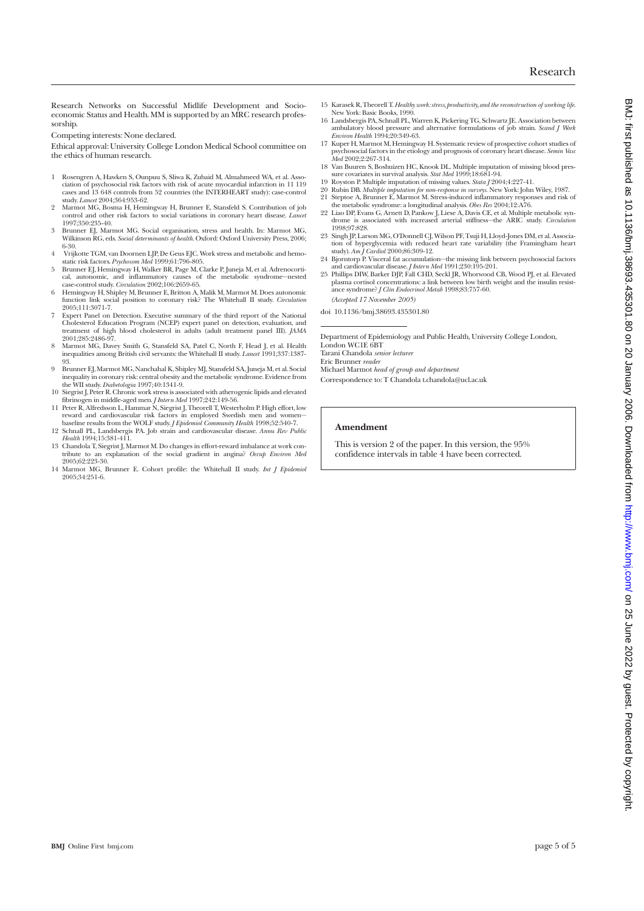Research Networks on Successful Midlife Development and Socio-economic Status and Health. MM is supported by an MRC research professorship.

Competing interests: None declared.

Ethical approval: University College London Medical School committee on the ethics of human research.

1. Rosengren A, Hawken S, Ounpuu S, Sliwa K, Zubaid M, Almahmeed WA, et al. Association of psychosocial risk factors with risk of acute myocardial infarction in 11 119 cases and 13 648 controls from 52 countries (the INTERHEART study): case-control study. *Lancet* 2004;364:953-62.
2. Marmot MG, Bosma H, Hemingway H, Brunner E, Stansfeld S. Contribution of job control and other risk factors to social variations in coronary heart disease. *Lancet* 1997;350:235-40.
3. Brunner EJ, Marmot MG. Social organisation, stress and health. In: Marmot MG, Wilkinson RG, eds. *Social determinants of health*. Oxford: Oxford University Press, 2006; 6-30.
4. Vrijkotte TGM, van Doornen LJP, De Geus EJC. Work stress and metabolic and hemostatic risk factors. *Psychosom Med* 1999;61:796-805.
5. Brunner EJ, Hemingway H, Walker BR, Page M, Clarke P, Juneja M, et al. Adrenocortical, autonomic, and inflammatory causes of the metabolic syndrome—nested case-control study. *Circulation* 2002;106:2659-65.
6. Hemingway H, Shipley M, Brunner E, Britton A, Malik M, Marmot M. Does autonomic function link social position to coronary risk? The Whitehall II study. *Circulation* 2005;111:3071-7.
7. Expert Panel on Detection. Executive summary of the third report of the National Cholesterol Education Program (NCEP) expert panel on detection, evaluation, and treatment of high blood cholesterol in adults (adult treatment panel III). *JAMA* 2001;285:2486-97.
8. Marmot MG, Davey Smith G, Stansfeld SA, Patel C, North F, Head J, et al. Health inequalities among British civil servants: the Whitehall II study. *Lancet* 1991;337:1387-93.
9. Brunner EJ, Marmot MG, Nanchahal K, Shipley MJ, Stansfeld SA, Juneja M, et al. Social inequality in coronary risk: central obesity and the metabolic syndrome. Evidence from the WII study. *Diabetologia* 1997;40:1341-9.
10. Siegrist J, Peter R. Chronic work stress is associated with atherogenic lipids and elevated fibrinogen in middle-aged men. *J Intern Med* 1997;242:149-56.
11. Peter R, Alfredsson L, Hammar N, Siegrist J, Theorell T, Westerholm P. High effort, low reward and cardiovascular risk factors in employed Swedish men and women—baseline results from the WOLF study. *J Epidemiol Community Health* 1998;52:540-7.
12. Schnall PL, Landsbergis PA. Job strain and cardiovascular disease. *Annu Rev Public Health* 1994;15:381-411.
13. Chandola T, Siegrist J, Marmot M. Do changes in effort-reward imbalance at work contribute to an explanation of the social gradient in angina? *Occup Environ Med* 2005;62:223-30.
14. Marmot MG, Brunner E. Cohort profile: the Whitehall II study. *Int J Epidemiol* 2005;34:251-6.
15. Karasek R, Theorell T. *Healthy work: stress, productivity, and the reconstruction of working life*. New York: Basic Books, 1990.
16. Landsbergis PA, Schnall PL, Warren K, Pickering TG, Schwartz JE. Association between ambulatory blood pressure and alternative formulations of job strain. *Scand J Work Environ Health* 1994;20:349-63.
17. Kuper H, Marmot M, Hemingway H. Systematic review of prospective cohort studies of psychosocial factors in the etiology and prognosis of coronary heart disease. *Semin Vasc Med* 2002;2:267-314.
18. Van Buuren S, Boshuizen HC, Knook DL. Multiple imputation of missing blood pressure covariates in survival analysis. *Stat Med* 1999;18:681-94.
19. Royston P. Multiple imputation of missing values. *Stata J* 2004;4:227-41.
20. Rubin DB. *Multiple imputation for non-response in surveys*. New York: John Wiley, 1987.
21. Steptoe A, Brunner E, Marmot M. Stress-induced inflammatory responses and risk of the metabolic syndrome: a longitudinal analysis. *Obes Res* 2004;12:A76.
22. Liao DP, Evans G, Arnett D, Pankow J, Liese A, Davis CE, et al. Multiple metabolic syndrome is associated with increased arterial stiffness—the ARIC study. *Circulation* 1998;97:828.
23. Singh JP, Larson MG, O'Donnell CJ, Wilson PF, Tsuji H, Lloyd-Jones DM, et al. Association of hyperglycemia with reduced heart rate variability (the Framingham heart study). *Am J Cardiol* 2000;86:309-12.
24. Bjorntorp P. Visceral fat accumulation—the missing link between psychosocial factors and cardiovascular disease. *J Intern Med* 1991;230:195-201.
25. Phillips DIW, Barker DJP, Fall CHD, Seckl JR, Whorwood CB, Wood PJ, et al. Elevated plasma cortisol concentrations: a link between low birth weight and the insulin resistance syndrome? *J Clin Endocrinol Metab* 1998;83:757-60.

*(Accepted 17 November 2005)*

doi 10.1136/bmj.38693.435301.80

Department of Epidemiology and Public Health, University College London, London WC1E 6BT

Tarani Chandola *senior lecturer*

Eric Brunner *reader*

Michael Marmot *head of group and department*

Correspondence to: T Chandola t.chandola@ucl.ac.uk

**Amendment**

This is version 2 of the paper. In this version, the 95% confidence intervals in table 4 have been corrected.